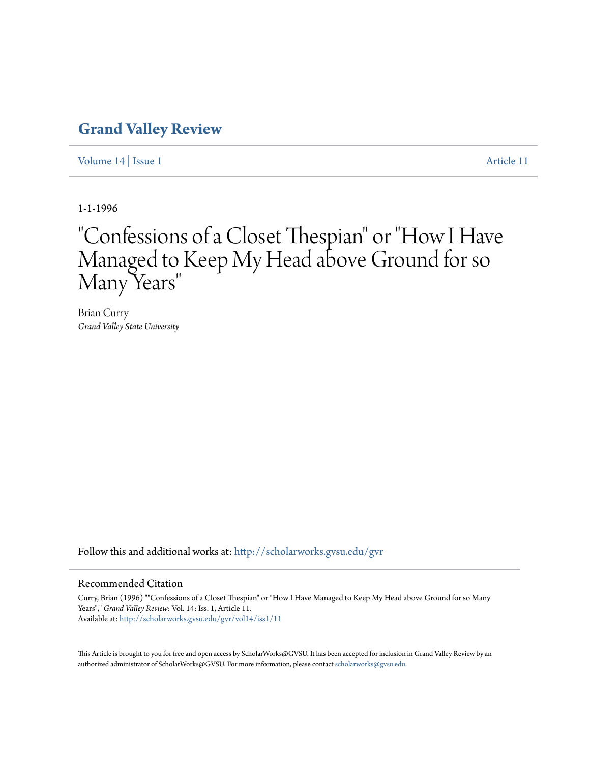# Grand Valley Review

Volume 14 | Issue 1 Article 11

1-1-1996

# "Confessions of a Closet Thespian" or "How I Have Managed to Keep My Head above Ground for so Many Years"

Brian Curry
*Grand Valley State University*

Follow this and additional works at: http://scholarworks.gvsu.edu/gvr

## Recommended Citation

Curry, Brian (1996) ""Confessions of a Closet Thespian" or "How I Have Managed to Keep My Head above Ground for so Many Years"," *Grand Valley Review*: Vol. 14: Iss. 1, Article 11.
Available at: http://scholarworks.gvsu.edu/gvr/vol14/iss1/11

This Article is brought to you for free and open access by ScholarWorks@GVSU. It has been accepted for inclusion in Grand Valley Review by an authorized administrator of ScholarWorks@GVSU. For more information, please contact scholarworks@gvsu.edu.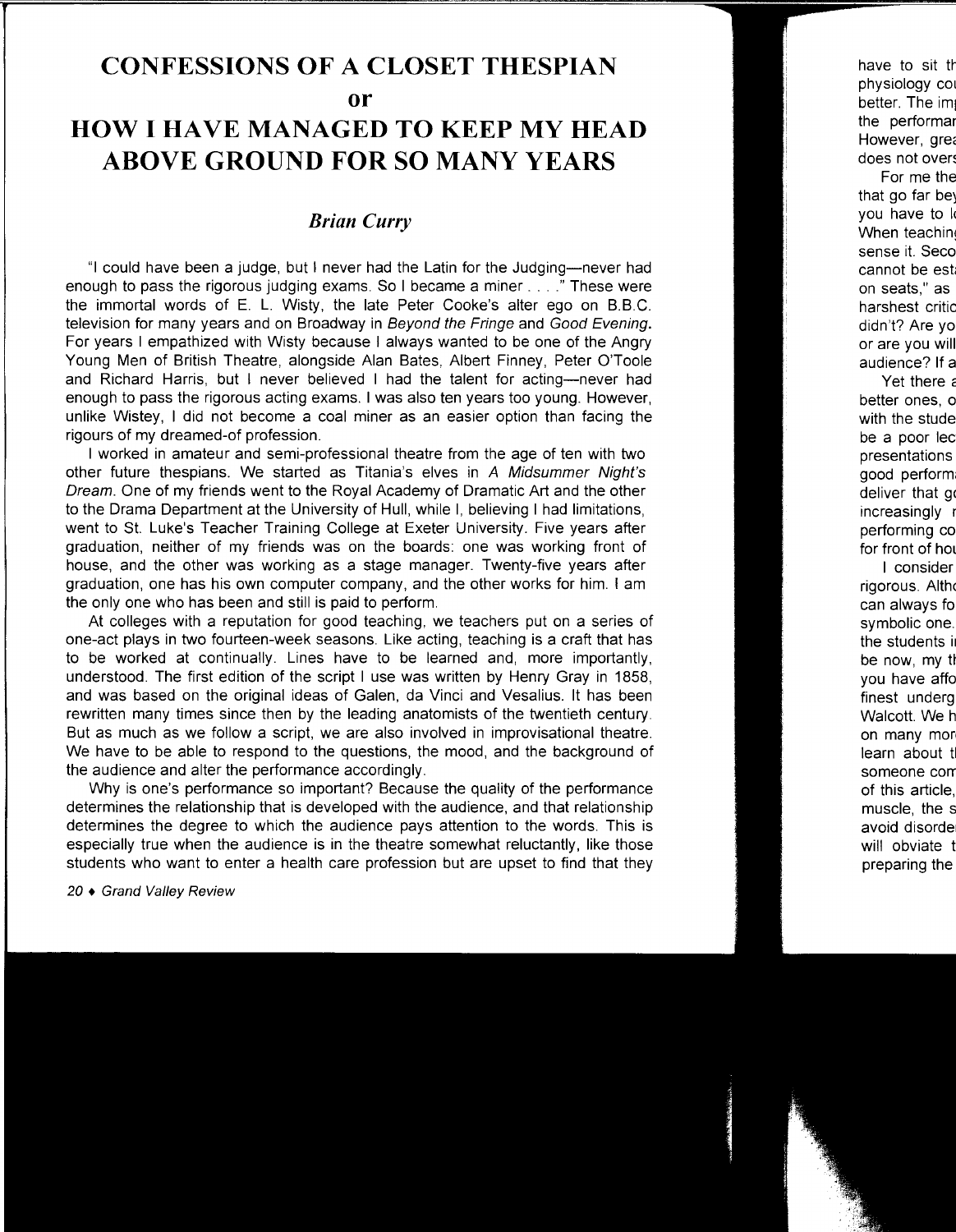# CONFESSIONS OF A CLOSET THESPIAN

# or

# HOW I HAVE MANAGED TO KEEP MY HEAD ABOVE GROUND FOR SO MANY YEARS

### *Brian Curry*

"I could have been a judge, but I never had the Latin for the Judging—never had enough to pass the rigorous judging exams. So I became a miner . . . ." These were the immortal words of E. L. Wisty, the late Peter Cooke's alter ego on B.B.C. television for many years and on Broadway in *Beyond the Fringe* and *Good Evening*. For years I empathized with Wisty because I always wanted to be one of the Angry Young Men of British Theatre, alongside Alan Bates, Albert Finney, Peter O'Toole and Richard Harris, but I never believed I had the talent for acting—never had enough to pass the rigorous acting exams. I was also ten years too young. However, unlike Wistey, I did not become a coal miner as an easier option than facing the rigours of my dreamed-of profession.

I worked in amateur and semi-professional theatre from the age of ten with two other future thespians. We started as Titania's elves in *A Midsummer Night's Dream*. One of my friends went to the Royal Academy of Dramatic Art and the other to the Drama Department at the University of Hull, while I, believing I had limitations, went to St. Luke's Teacher Training College at Exeter University. Five years after graduation, neither of my friends was on the boards: one was working front of house, and the other was working as a stage manager. Twenty-five years after graduation, one has his own computer company, and the other works for him. I am the only one who has been and still is paid to perform.

At colleges with a reputation for good teaching, we teachers put on a series of one-act plays in two fourteen-week seasons. Like acting, teaching is a craft that has to be worked at continually. Lines have to be learned and, more importantly, understood. The first edition of the script I use was written by Henry Gray in 1858, and was based on the original ideas of Galen, da Vinci and Vesalius. It has been rewritten many times since then by the leading anatomists of the twentieth century. But as much as we follow a script, we are also involved in improvisational theatre. We have to be able to respond to the questions, the mood, and the background of the audience and alter the performance accordingly.

Why is one's performance so important? Because the quality of the performance determines the relationship that is developed with the audience, and that relationship determines the degree to which the audience pays attention to the words. This is especially true when the audience is in the theatre somewhat reluctantly, like those students who want to enter a health care profession but are upset to find that they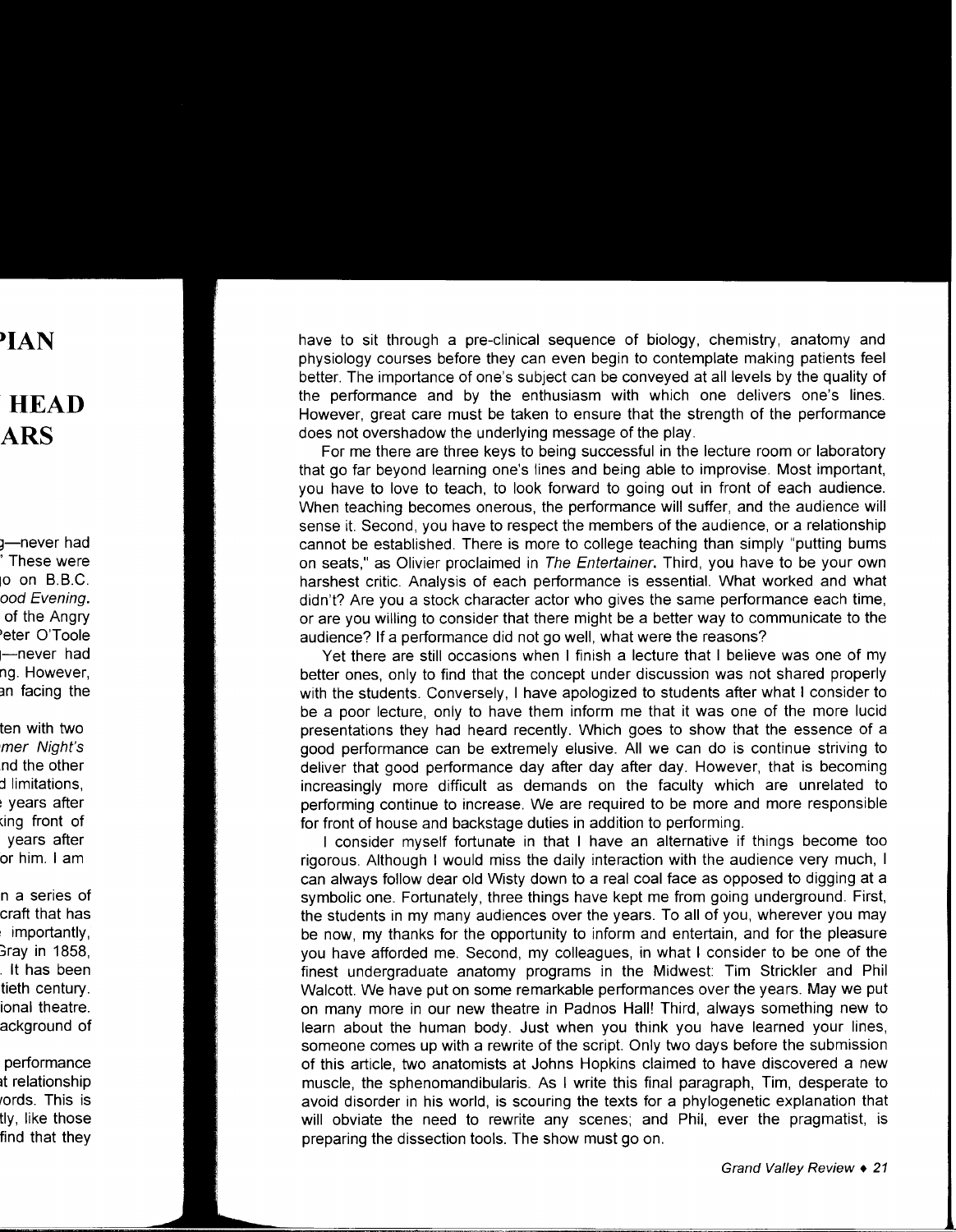have to sit through a pre-clinical sequence of biology, chemistry, anatomy and physiology courses before they can even begin to contemplate making patients feel better. The importance of one's subject can be conveyed at all levels by the quality of the performance and by the enthusiasm with which one delivers one's lines. However, great care must be taken to ensure that the strength of the performance does not overshadow the underlying message of the play.

For me there are three keys to being successful in the lecture room or laboratory that go far beyond learning one's lines and being able to improvise. Most important, you have to love to teach, to look forward to going out in front of each audience. When teaching becomes onerous, the performance will suffer, and the audience will sense it. Second, you have to respect the members of the audience, or a relationship cannot be established. There is more to college teaching than simply "putting bums on seats," as Olivier proclaimed in *The Entertainer*. Third, you have to be your own harshest critic. Analysis of each performance is essential. What worked and what didn't? Are you a stock character actor who gives the same performance each time, or are you willing to consider that there might be a better way to communicate to the audience? If a performance did not go well, what were the reasons?

Yet there are still occasions when I finish a lecture that I believe was one of my better ones, only to find that the concept under discussion was not shared properly with the students. Conversely, I have apologized to students after what I consider to be a poor lecture, only to have them inform me that it was one of the more lucid presentations they had heard recently. Which goes to show that the essence of a good performance can be extremely elusive. All we can do is continue striving to deliver that good performance day after day after day. However, that is becoming increasingly more difficult as demands on the faculty which are unrelated to performing continue to increase. We are required to be more and more responsible for front of house and backstage duties in addition to performing.

I consider myself fortunate in that I have an alternative if things become too rigorous. Although I would miss the daily interaction with the audience very much, I can always follow dear old Wisty down to a real coal face as opposed to digging at a symbolic one. Fortunately, three things have kept me from going underground. First, the students in my many audiences over the years. To all of you, wherever you may be now, my thanks for the opportunity to inform and entertain, and for the pleasure you have afforded me. Second, my colleagues, in what I consider to be one of the finest undergraduate anatomy programs in the Midwest: Tim Strickler and Phil Walcott. We have put on some remarkable performances over the years. May we put on many more in our new theatre in Padnos Hall! Third, always something new to learn about the human body. Just when you think you have learned your lines, someone comes up with a rewrite of the script. Only two days before the submission of this article, two anatomists at Johns Hopkins claimed to have discovered a new muscle, the sphenomandibularis. As I write this final paragraph, Tim, desperate to avoid disorder in his world, is scouring the texts for a phylogenetic explanation that will obviate the need to rewrite any scenes; and Phil, ever the pragmatist, is preparing the dissection tools. The show must go on.